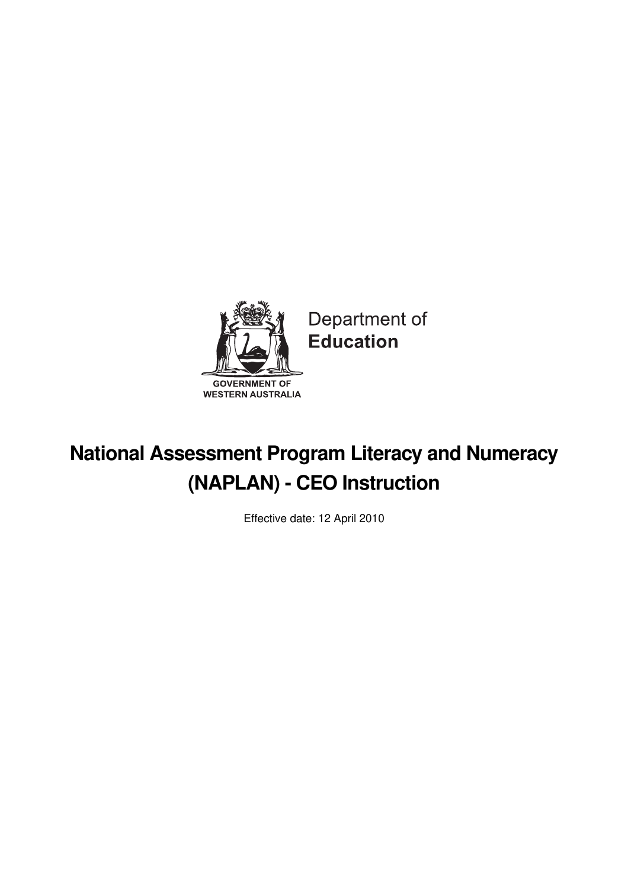Department of
**Education**

GOVERNMENT OF
WESTERN AUSTRALIA

# National Assessment Program Literacy and Numeracy (NAPLAN) - CEO Instruction

Effective date: 12 April 2010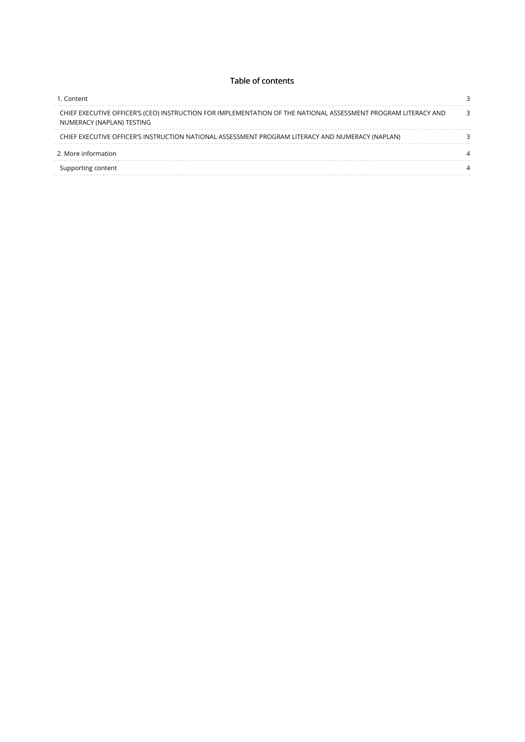## Table of contents

| | |
|---|---|
| 1. Content | 3 |
| CHIEF EXECUTIVE OFFICER'S (CEO) INSTRUCTION FOR IMPLEMENTATION OF THE NATIONAL ASSESSMENT PROGRAM LITERACY AND NUMERACY (NAPLAN) TESTING | 3 |
| CHIEF EXECUTIVE OFFICER'S INSTRUCTION NATIONAL ASSESSMENT PROGRAM LITERACY AND NUMERACY (NAPLAN) | 3 |
| 2. More information | 4 |
| Supporting content | 4 |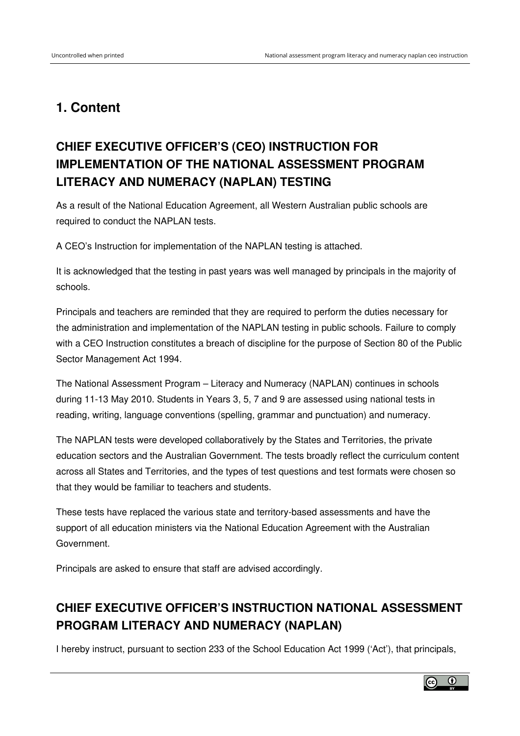# 1. Content

## CHIEF EXECUTIVE OFFICER'S (CEO) INSTRUCTION FOR IMPLEMENTATION OF THE NATIONAL ASSESSMENT PROGRAM LITERACY AND NUMERACY (NAPLAN) TESTING

As a result of the National Education Agreement, all Western Australian public schools are required to conduct the NAPLAN tests.

A CEO's Instruction for implementation of the NAPLAN testing is attached.

It is acknowledged that the testing in past years was well managed by principals in the majority of schools.

Principals and teachers are reminded that they are required to perform the duties necessary for the administration and implementation of the NAPLAN testing in public schools. Failure to comply with a CEO Instruction constitutes a breach of discipline for the purpose of Section 80 of the Public Sector Management Act 1994.

The National Assessment Program – Literacy and Numeracy (NAPLAN) continues in schools during 11-13 May 2010. Students in Years 3, 5, 7 and 9 are assessed using national tests in reading, writing, language conventions (spelling, grammar and punctuation) and numeracy.

The NAPLAN tests were developed collaboratively by the States and Territories, the private education sectors and the Australian Government. The tests broadly reflect the curriculum content across all States and Territories, and the types of test questions and test formats were chosen so that they would be familiar to teachers and students.

These tests have replaced the various state and territory-based assessments and have the support of all education ministers via the National Education Agreement with the Australian Government.

Principals are asked to ensure that staff are advised accordingly.

## CHIEF EXECUTIVE OFFICER'S INSTRUCTION NATIONAL ASSESSMENT PROGRAM LITERACY AND NUMERACY (NAPLAN)

I hereby instruct, pursuant to section 233 of the School Education Act 1999 ('Act'), that principals,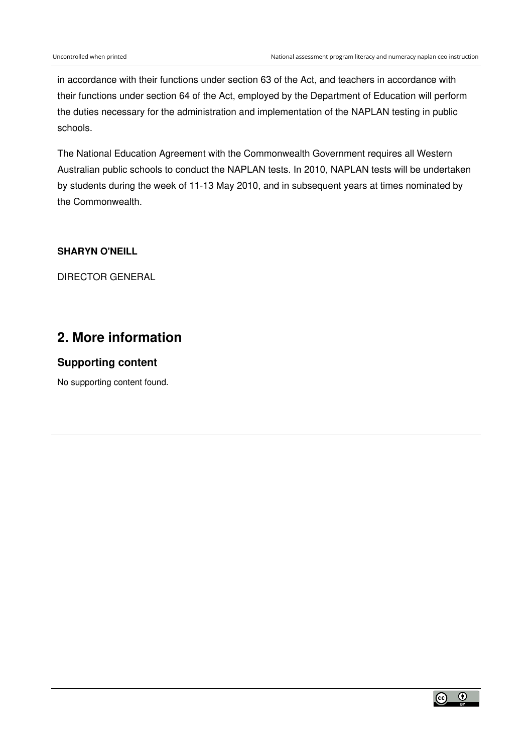in accordance with their functions under section 63 of the Act, and teachers in accordance with their functions under section 64 of the Act, employed by the Department of Education will perform the duties necessary for the administration and implementation of the NAPLAN testing in public schools.

The National Education Agreement with the Commonwealth Government requires all Western Australian public schools to conduct the NAPLAN tests. In 2010, NAPLAN tests will be undertaken by students during the week of 11-13 May 2010, and in subsequent years at times nominated by the Commonwealth.

**SHARYN O'NEILL**

DIRECTOR GENERAL

## 2. More information

### Supporting content

No supporting content found.